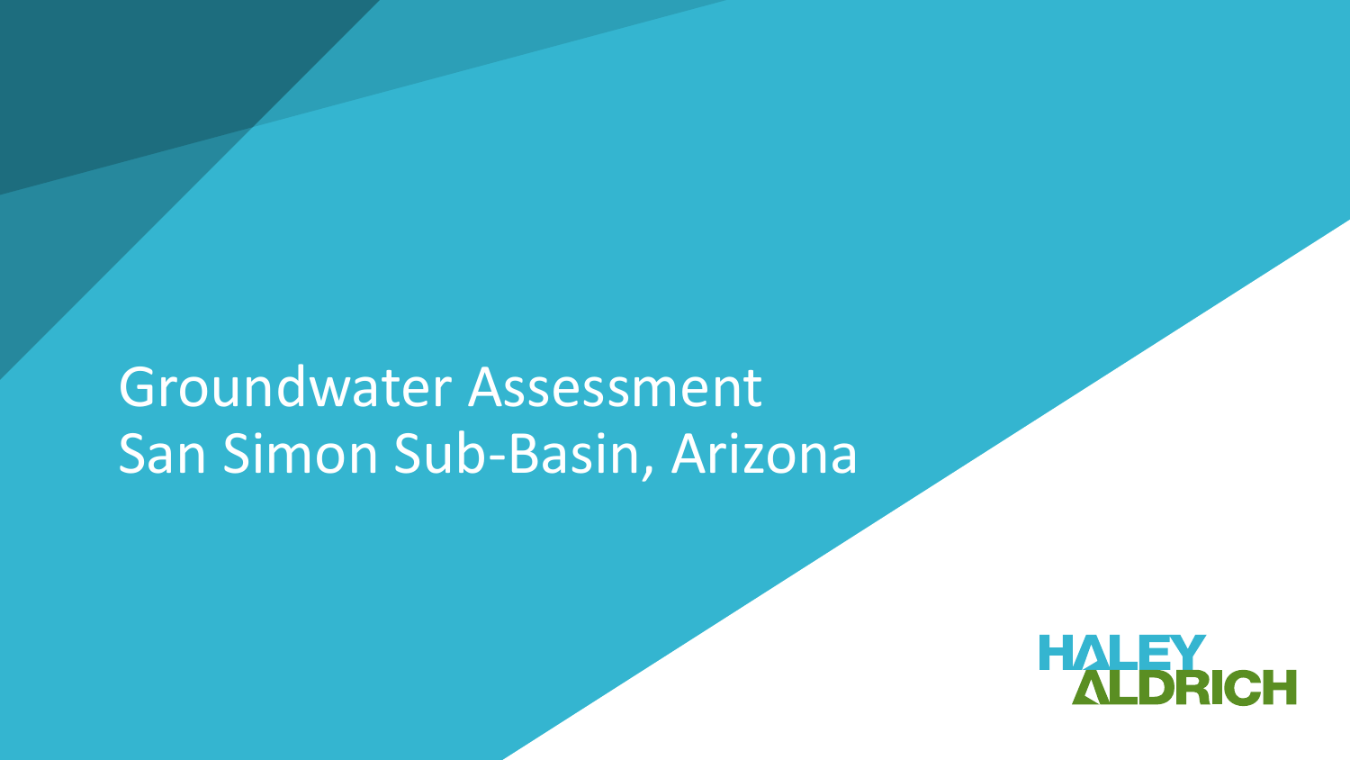# Groundwater Assessment
# San Simon Sub-Basin, Arizona

HALEY ALDRICH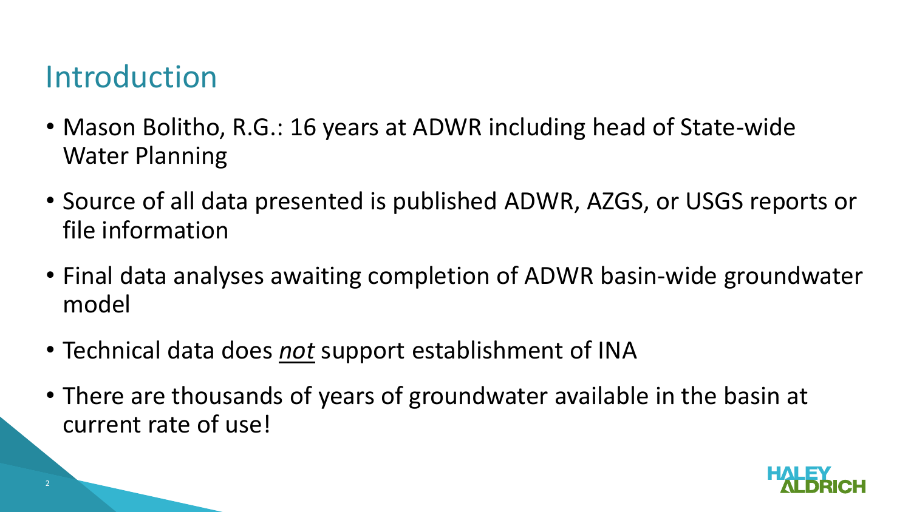# Introduction

- Mason Bolitho, R.G.: 16 years at ADWR including head of State-wide Water Planning
- Source of all data presented is published ADWR, AZGS, or USGS reports or file information
- Final data analyses awaiting completion of ADWR basin-wide groundwater model
- Technical data does *<u>not</u>* support establishment of INA
- There are thousands of years of groundwater available in the basin at current rate of use!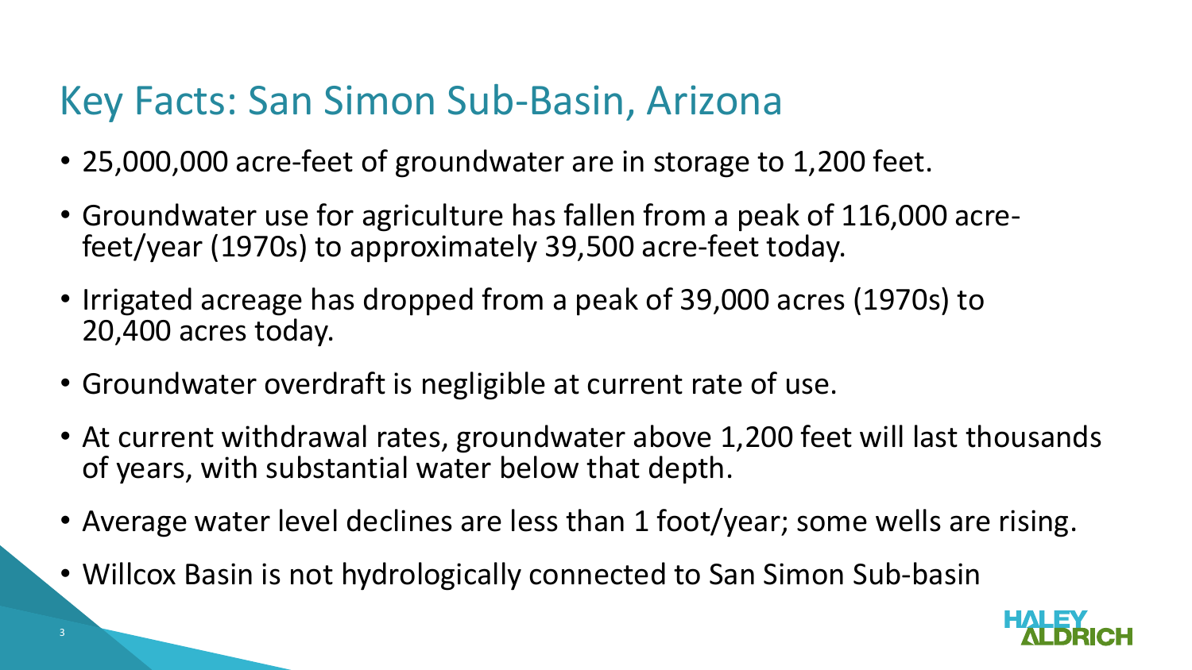# Key Facts: San Simon Sub-Basin, Arizona

- 25,000,000 acre-feet of groundwater are in storage to 1,200 feet.
- Groundwater use for agriculture has fallen from a peak of 116,000 acre-feet/year (1970s) to approximately 39,500 acre-feet today.
- Irrigated acreage has dropped from a peak of 39,000 acres (1970s) to 20,400 acres today.
- Groundwater overdraft is negligible at current rate of use.
- At current withdrawal rates, groundwater above 1,200 feet will last thousands of years, with substantial water below that depth.
- Average water level declines are less than 1 foot/year; some wells are rising.
- Willcox Basin is not hydrologically connected to San Simon Sub-basin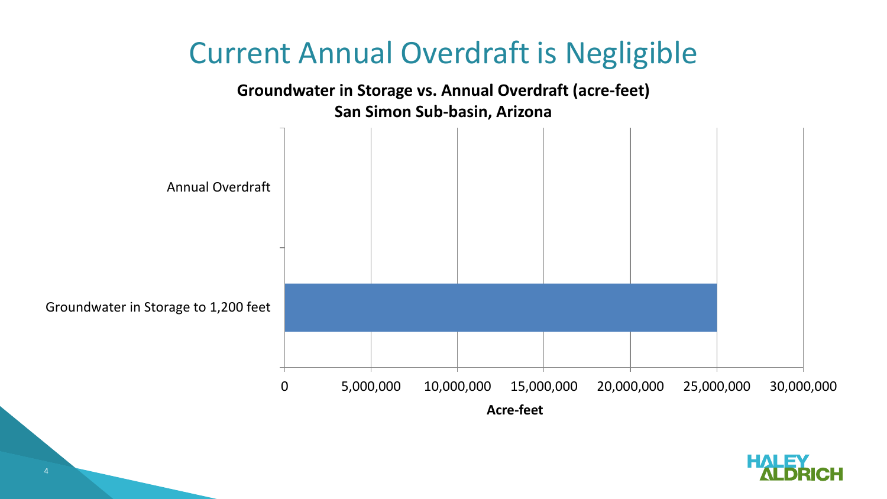# Current Annual Overdraft is Negligible

**Groundwater in Storage vs. Annual Overdraft (acre-feet)**
**San Simon Sub-basin, Arizona**

Annual Overdraft

Groundwater in Storage to 1,200 feet

0 5,000,000 10,000,000 15,000,000 20,000,000 25,000,000 30,000,000

**Acre-feet**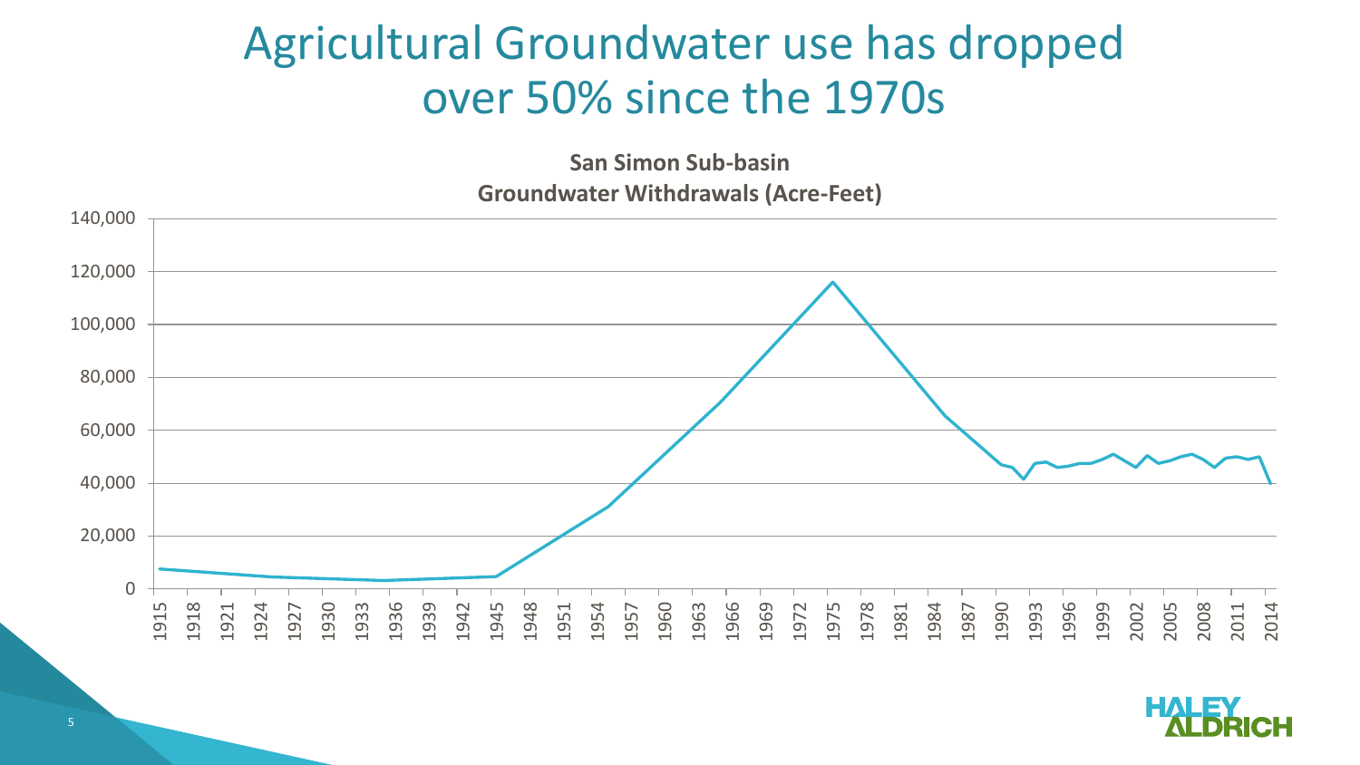# Agricultural Groundwater use has dropped over 50% since the 1970s

**San Simon Sub-basin**
**Groundwater Withdrawals (Acre-Feet)**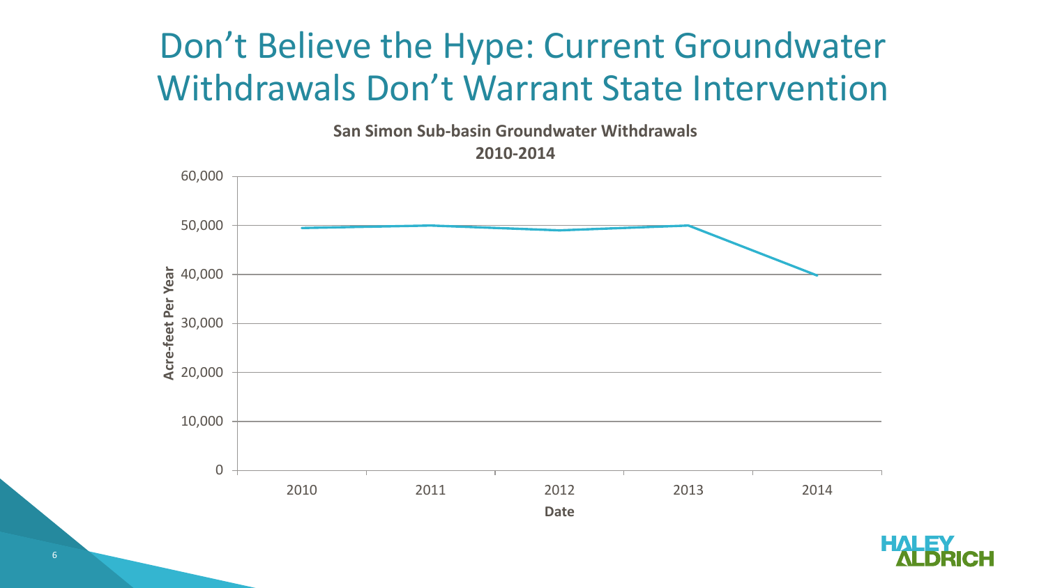# Don't Believe the Hype: Current Groundwater Withdrawals Don't Warrant State Intervention

**San Simon Sub-basin Groundwater Withdrawals**
**2010-2014**

| Date | Acre-feet Per Year |
|---|---|
| 2010 | ~49,500 |
| 2011 | ~50,000 |
| 2012 | ~49,000 |
| 2013 | ~50,000 |
| 2014 | ~39,800 |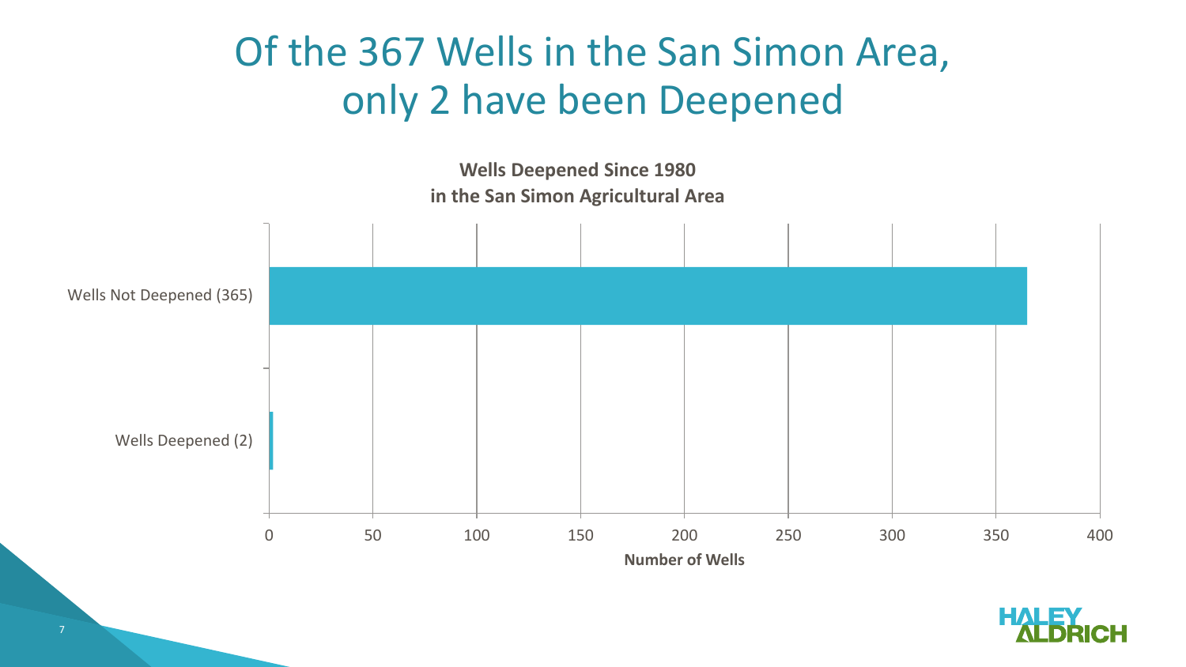# Of the 367 Wells in the San Simon Area, only 2 have been Deepened

**Wells Deepened Since 1980 in the San Simon Agricultural Area**

| Category | Number of Wells |
| --- | --- |
| Wells Not Deepened (365) | 365 |
| Wells Deepened (2) | 2 |

**Number of Wells**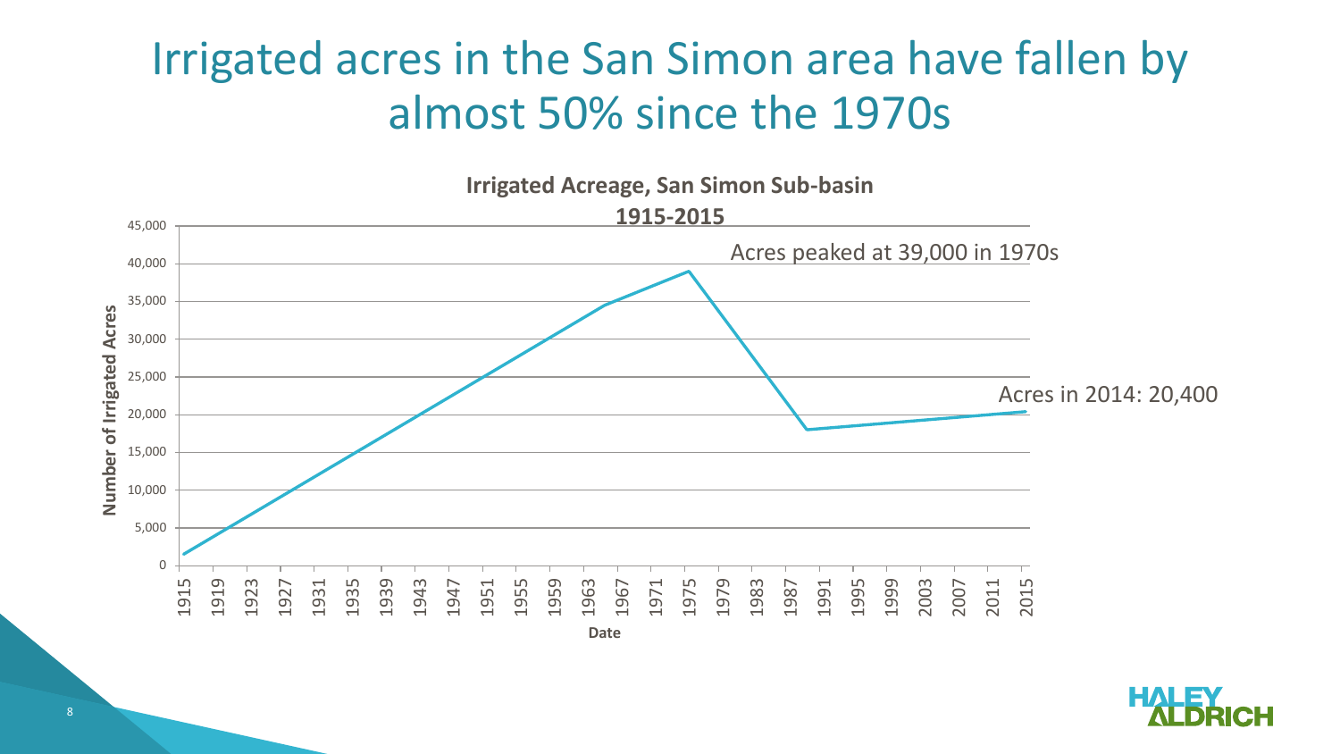# Irrigated acres in the San Simon area have fallen by almost 50% since the 1970s

**Irrigated Acreage, San Simon Sub-basin**
**1915-2015**

Acres peaked at 39,000 in 1970s

Acres in 2014: 20,400

**Number of Irrigated Acres**

**Date**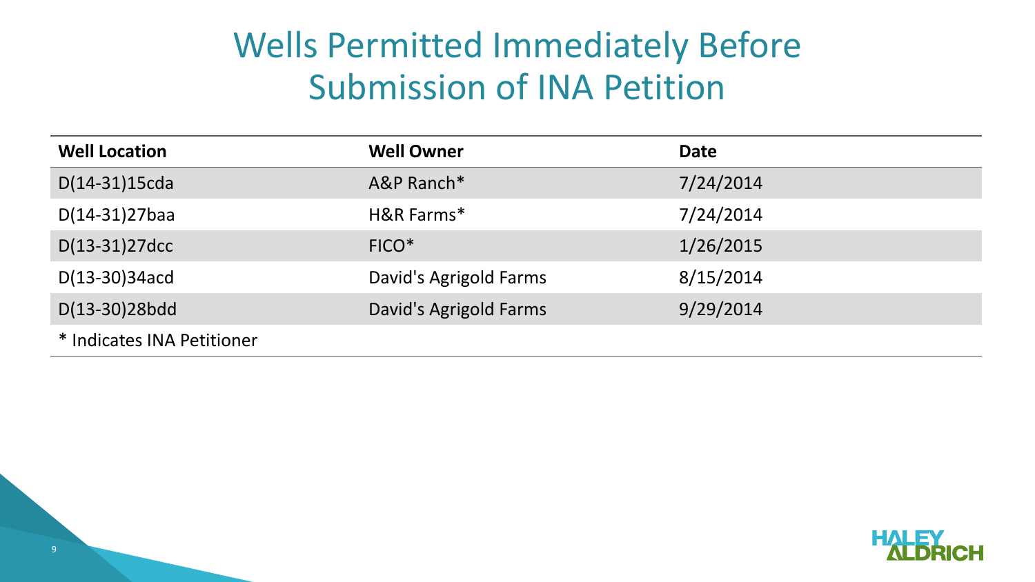# Wells Permitted Immediately Before Submission of INA Petition

| Well Location | Well Owner | Date |
|---|---|---|
| D(14-31)15cda | A&P Ranch* | 7/24/2014 |
| D(14-31)27baa | H&R Farms* | 7/24/2014 |
| D(13-31)27dcc | FICO* | 1/26/2015 |
| D(13-30)34acd | David's Agrigold Farms | 8/15/2014 |
| D(13-30)28bdd | David's Agrigold Farms | 9/29/2014 |

* Indicates INA Petitioner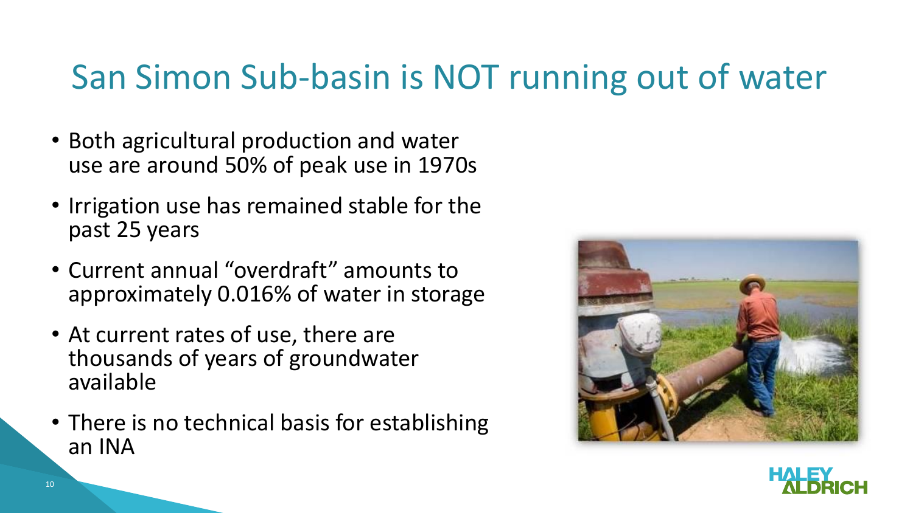# San Simon Sub-basin is NOT running out of water

- Both agricultural production and water use are around 50% of peak use in 1970s
- Irrigation use has remained stable for the past 25 years
- Current annual “overdraft” amounts to approximately 0.016% of water in storage
- At current rates of use, there are thousands of years of groundwater available
- There is no technical basis for establishing an INA